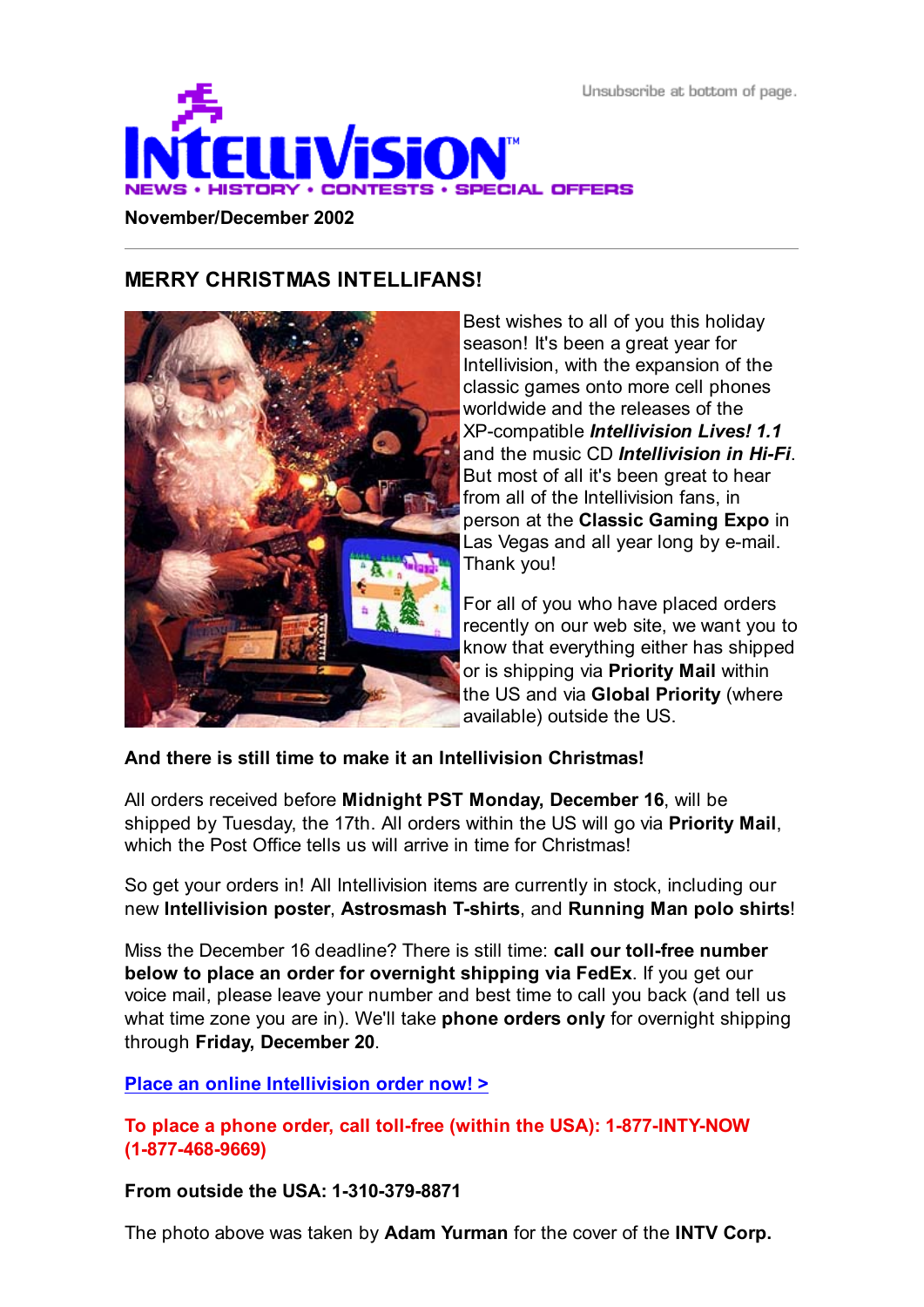Unsubscribe at bottom of page.

# INTELLIVISION™

NEWS • HISTORY • CONTESTS • SPECIAL OFFERS

**November/December 2002**

---

## MERRY CHRISTMAS INTELLIFANS!

Best wishes to all of you this holiday season! It's been a great year for Intellivision, with the expansion of the classic games onto more cell phones worldwide and the releases of the XP-compatible ***Intellivision Lives! 1.1*** and the music CD ***Intellivision in Hi-Fi***. But most of all it's been great to hear from all of the Intellivision fans, in person at the **Classic Gaming Expo** in Las Vegas and all year long by e-mail. Thank you!

For all of you who have placed orders recently on our web site, we want you to know that everything either has shipped or is shipping via **Priority Mail** within the US and via **Global Priority** (where available) outside the US.

**And there is still time to make it an Intellivision Christmas!**

All orders received before **Midnight PST Monday, December 16**, will be shipped by Tuesday, the 17th. All orders within the US will go via **Priority Mail**, which the Post Office tells us will arrive in time for Christmas!

So get your orders in! All Intellivision items are currently in stock, including our new **Intellivision poster**, **Astrosmash T-shirts**, and **Running Man polo shirts**!

Miss the December 16 deadline? There is still time: **call our toll-free number below to place an order for overnight shipping via FedEx**. If you get our voice mail, please leave your number and best time to call you back (and tell us what time zone you are in). We'll take **phone orders only** for overnight shipping through **Friday, December 20**.

**Place an online Intellivision order now! >**

**To place a phone order, call toll-free (within the USA): 1-877-INTY-NOW (1-877-468-9669)**

**From outside the USA: 1-310-379-8871**

The photo above was taken by **Adam Yurman** for the cover of the **INTV Corp.**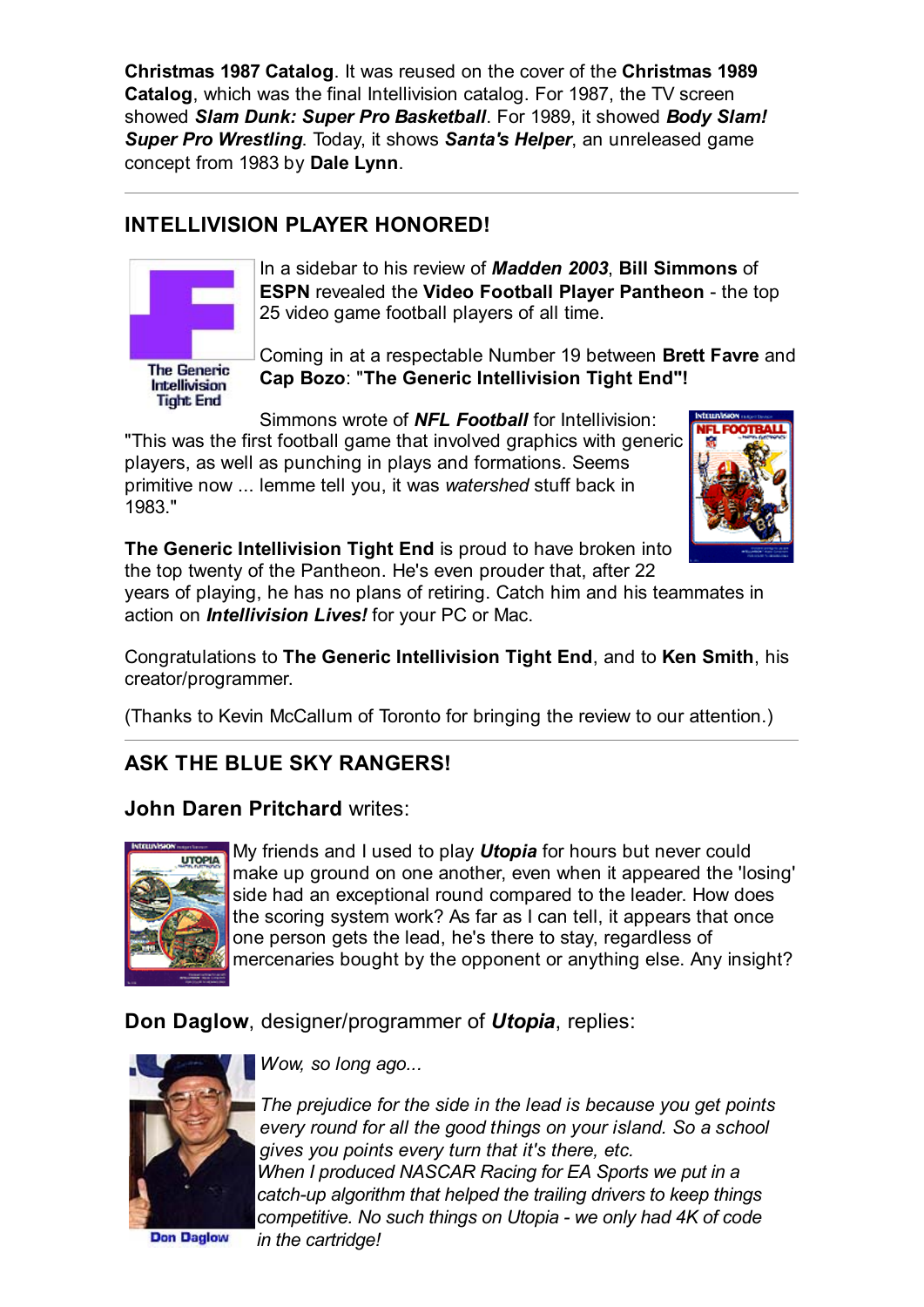**Christmas 1987 Catalog**. It was reused on the cover of the **Christmas 1989 Catalog**, which was the final Intellivision catalog. For 1987, the TV screen showed ***Slam Dunk: Super Pro Basketball***. For 1989, it showed ***Body Slam! Super Pro Wrestling***. Today, it shows ***Santa's Helper***, an unreleased game concept from 1983 by **Dale Lynn**.

---

## INTELLIVISION PLAYER HONORED!

The Generic Intellivision Tight End

In a sidebar to his review of ***Madden 2003***, **Bill Simmons** of **ESPN** revealed the **Video Football Player Pantheon** - the top 25 video game football players of all time.

Coming in at a respectable Number 19 between **Brett Favre** and **Cap Bozo**: **"The Generic Intellivision Tight End"!**

Simmons wrote of ***NFL Football*** for Intellivision: "This was the first football game that involved graphics with generic players, as well as punching in plays and formations. Seems primitive now ... lemme tell you, it was *watershed* stuff back in 1983."

**The Generic Intellivision Tight End** is proud to have broken into the top twenty of the Pantheon. He's even prouder that, after 22 years of playing, he has no plans of retiring. Catch him and his teammates in action on ***Intellivision Lives!*** for your PC or Mac.

Congratulations to **The Generic Intellivision Tight End**, and to **Ken Smith**, his creator/programmer.

(Thanks to Kevin McCallum of Toronto for bringing the review to our attention.)

---

## ASK THE BLUE SKY RANGERS!

### John Daren Pritchard writes:

My friends and I used to play ***Utopia*** for hours but never could make up ground on one another, even when it appeared the 'losing' side had an exceptional round compared to the leader. How does the scoring system work? As far as I can tell, it appears that once one person gets the lead, he's there to stay, regardless of mercenaries bought by the opponent or anything else. Any insight?

### Don Daglow, designer/programmer of *Utopia*, replies:

Don Daglow

*Wow, so long ago...*

*The prejudice for the side in the lead is because you get points every round for all the good things on your island. So a school gives you points every turn that it's there, etc.*
*When I produced NASCAR Racing for EA Sports we put in a catch-up algorithm that helped the trailing drivers to keep things competitive. No such things on Utopia - we only had 4K of code in the cartridge!*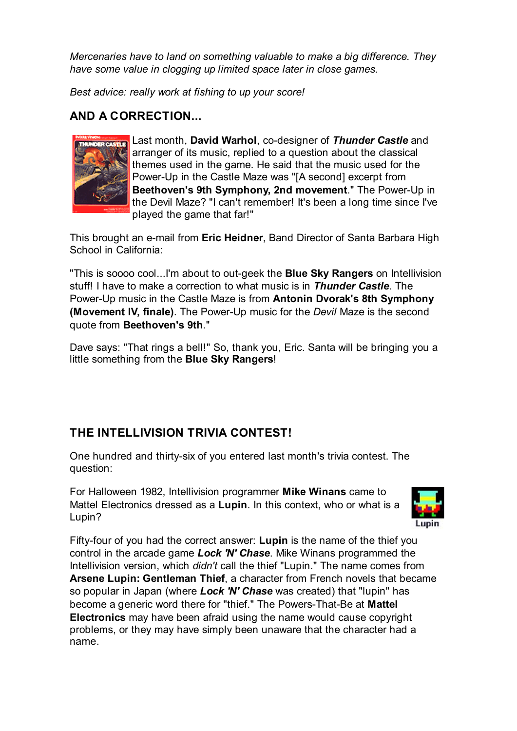*Mercenaries have to land on something valuable to make a big difference. They have some value in clogging up limited space later in close games.*

*Best advice: really work at fishing to up your score!*

## AND A CORRECTION...

Last month, **David Warhol**, co-designer of ***Thunder Castle*** and arranger of its music, replied to a question about the classical themes used in the game. He said that the music used for the Power-Up in the Castle Maze was "[A second] excerpt from **Beethoven's 9th Symphony, 2nd movement**." The Power-Up in the Devil Maze? "I can't remember! It's been a long time since I've played the game that far!"

This brought an e-mail from **Eric Heidner**, Band Director of Santa Barbara High School in California:

"This is soooo cool...I'm about to out-geek the **Blue Sky Rangers** on Intellivision stuff! I have to make a correction to what music is in ***Thunder Castle***. The Power-Up music in the Castle Maze is from **Antonin Dvorak's 8th Symphony (Movement IV, finale)**. The Power-Up music for the *Devil* Maze is the second quote from **Beethoven's 9th**."

Dave says: "That rings a bell!" So, thank you, Eric. Santa will be bringing you a little something from the **Blue Sky Rangers**!

---

## THE INTELLIVISION TRIVIA CONTEST!

One hundred and thirty-six of you entered last month's trivia contest. The question:

For Halloween 1982, Intellivision programmer **Mike Winans** came to Mattel Electronics dressed as a **Lupin**. In this context, who or what is a Lupin?

Lupin

Fifty-four of you had the correct answer: **Lupin** is the name of the thief you control in the arcade game ***Lock 'N' Chase***. Mike Winans programmed the Intellivision version, which *didn't* call the thief "Lupin." The name comes from **Arsene Lupin: Gentleman Thief**, a character from French novels that became so popular in Japan (where ***Lock 'N' Chase*** was created) that "lupin" has become a generic word there for "thief." The Powers-That-Be at **Mattel Electronics** may have been afraid using the name would cause copyright problems, or they may have simply been unaware that the character had a name.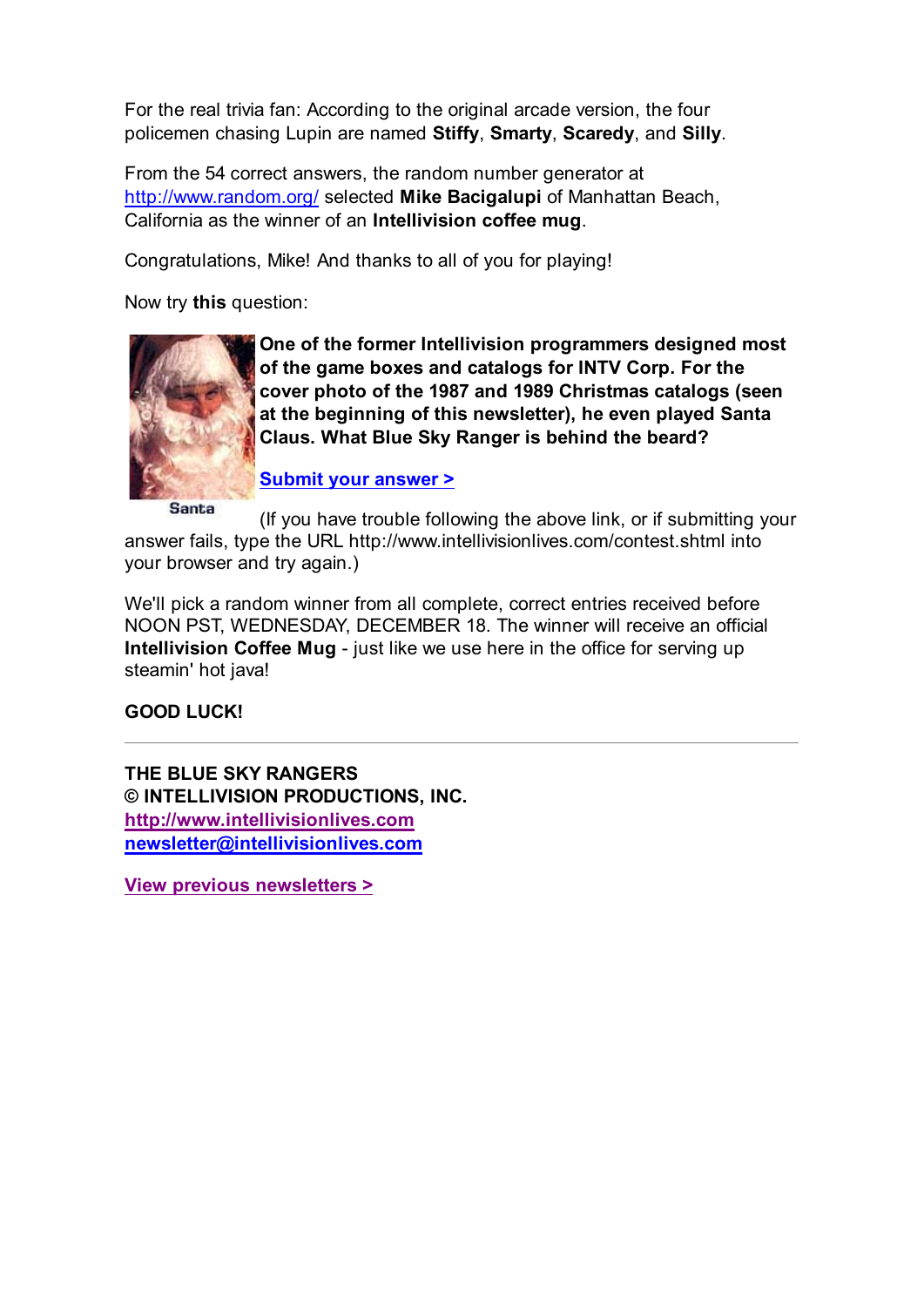For the real trivia fan: According to the original arcade version, the four policemen chasing Lupin are named **Stiffy**, **Smarty**, **Scaredy**, and **Silly**.

From the 54 correct answers, the random number generator at http://www.random.org/ selected **Mike Bacigalupi** of Manhattan Beach, California as the winner of an **Intellivision coffee mug**.

Congratulations, Mike! And thanks to all of you for playing!

Now try **this** question:

**One of the former Intellivision programmers designed most of the game boxes and catalogs for INTV Corp. For the cover photo of the 1987 and 1989 Christmas catalogs (seen at the beginning of this newsletter), he even played Santa Claus. What Blue Sky Ranger is behind the beard?**

Santa

**Submit your answer >**

(If you have trouble following the above link, or if submitting your answer fails, type the URL http://www.intellivisionlives.com/contest.shtml into your browser and try again.)

We'll pick a random winner from all complete, correct entries received before NOON PST, WEDNESDAY, DECEMBER 18. The winner will receive an official **Intellivision Coffee Mug** - just like we use here in the office for serving up steamin' hot java!

**GOOD LUCK!**

---

**THE BLUE SKY RANGERS**
**© INTELLIVISION PRODUCTIONS, INC.**
**http://www.intellivisionlives.com**
**newsletter@intellivisionlives.com**

**View previous newsletters >**